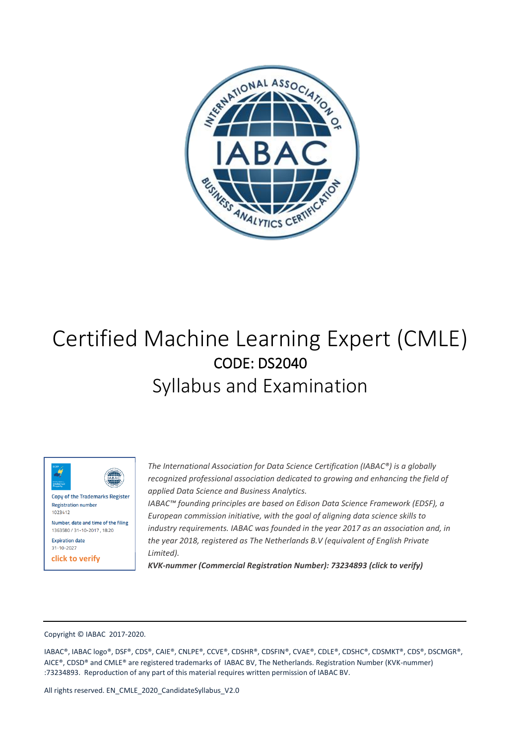# Certified Machine Learning Expert (CMLE)

## CODE: DS2040

## Syllabus and Examination

Copy of the Trademarks Register
Registration number
1023412
Number, date and time of the filing
1363580 / 31-10-2017, 18.20
Expiration date
31-10-2027
click to verify

*The International Association for Data Science Certification (IABAC®) is a globally recognized professional association dedicated to growing and enhancing the field of applied Data Science and Business Analytics.*
*IABAC™ founding principles are based on Edison Data Science Framework (EDSF), a European commission initiative, with the goal of aligning data science skills to industry requirements. IABAC was founded in the year 2017 as an association and, in the year 2018, registered as The Netherlands B.V (equivalent of English Private Limited).*
***KVK-nummer (Commercial Registration Number): 73234893 (click to verify)***

---

Copyright © IABAC 2017-2020.

IABAC®, IABAC logo®, DSF®, CDS®, CAIE®, CNLPE®, CCVE®, CDSHR®, CDSFIN®, CVAE®, CDLE®, CDSHC®, CDSMKT®, CDS®, DSCMGR®, AICE®, CDSD® and CMLE® are registered trademarks of IABAC BV, The Netherlands. Registration Number (KVK-nummer) :73234893. Reproduction of any part of this material requires written permission of IABAC BV.

All rights reserved. EN_CMLE_2020_CandidateSyllabus_V2.0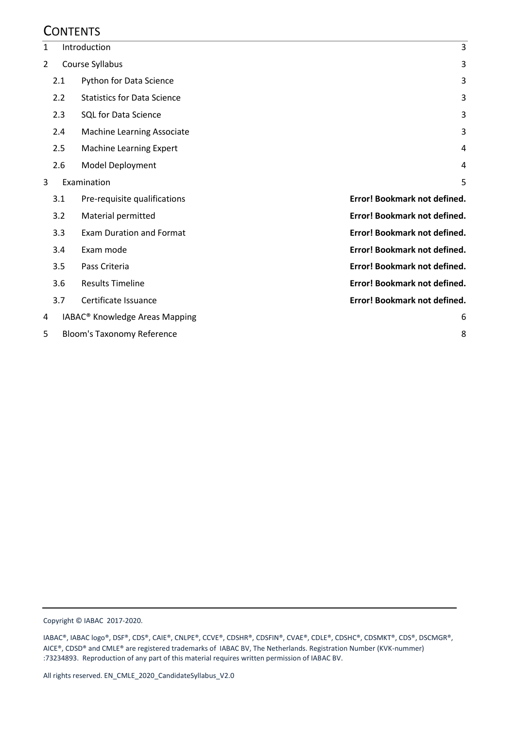# Contents

| | | |
|---|---|---|
| 1 | Introduction | 3 |
| 2 | Course Syllabus | 3 |
| 2.1 | Python for Data Science | 3 |
| 2.2 | Statistics for Data Science | 3 |
| 2.3 | SQL for Data Science | 3 |
| 2.4 | Machine Learning Associate | 3 |
| 2.5 | Machine Learning Expert | 4 |
| 2.6 | Model Deployment | 4 |
| 3 | Examination | 5 |
| 3.1 | Pre-requisite qualifications | **Error! Bookmark not defined.** |
| 3.2 | Material permitted | **Error! Bookmark not defined.** |
| 3.3 | Exam Duration and Format | **Error! Bookmark not defined.** |
| 3.4 | Exam mode | **Error! Bookmark not defined.** |
| 3.5 | Pass Criteria | **Error! Bookmark not defined.** |
| 3.6 | Results Timeline | **Error! Bookmark not defined.** |
| 3.7 | Certificate Issuance | **Error! Bookmark not defined.** |
| 4 | IABAC® Knowledge Areas Mapping | 6 |
| 5 | Bloom's Taxonomy Reference | 8 |

Copyright © IABAC 2017-2020.

IABAC®, IABAC logo®, DSF®, CDS®, CAIE®, CNLPE®, CCVE®, CDSHR®, CDSFIN®, CVAE®, CDLE®, CDSHC®, CDSMKT®, CDS®, DSCMGR®, AICE®, CDSD® and CMLE® are registered trademarks of IABAC BV, The Netherlands. Registration Number (KVK-nummer) :73234893. Reproduction of any part of this material requires written permission of IABAC BV.

All rights reserved. EN_CMLE_2020_CandidateSyllabus_V2.0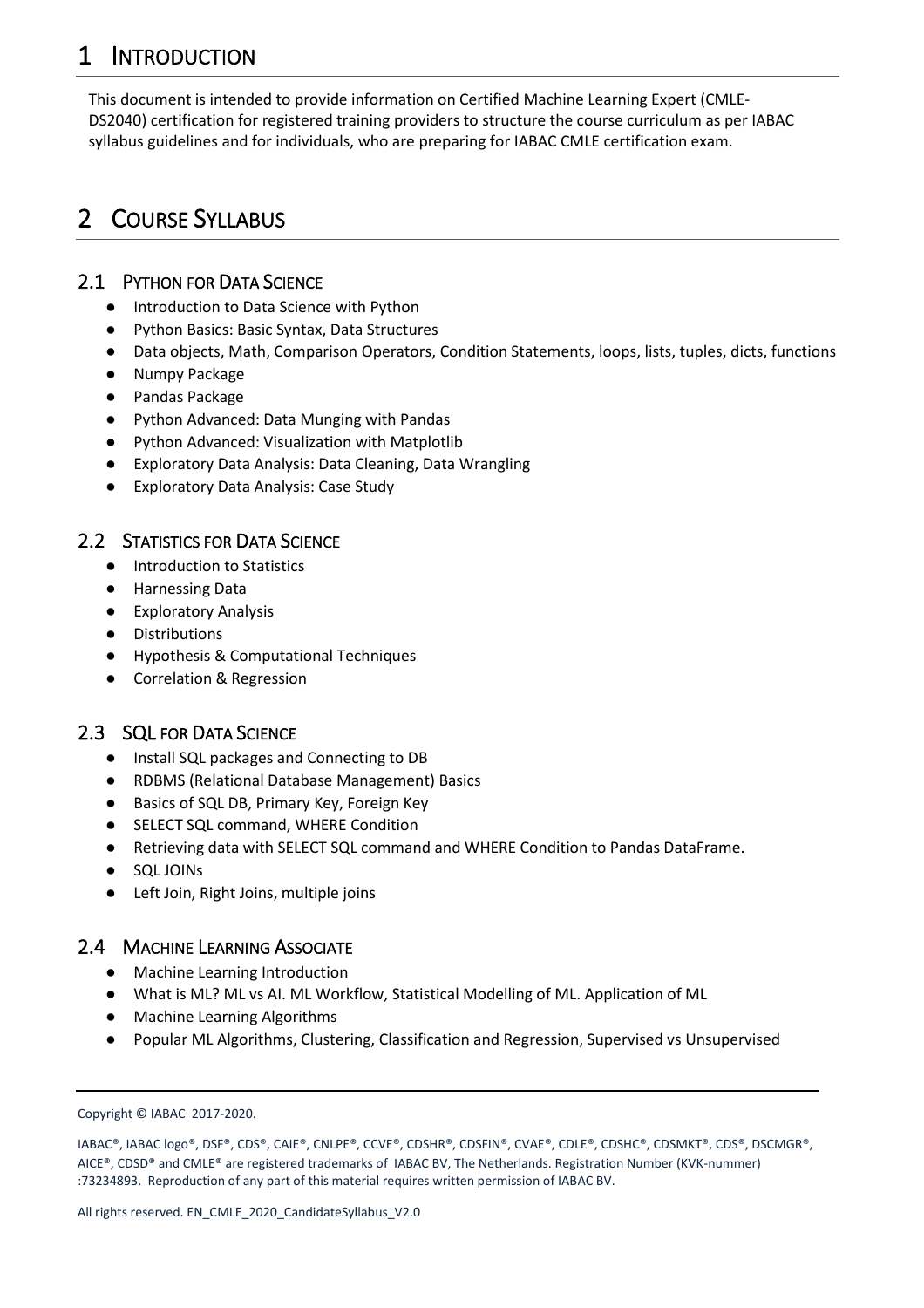# 1 INTRODUCTION

This document is intended to provide information on Certified Machine Learning Expert (CMLE-DS2040) certification for registered training providers to structure the course curriculum as per IABAC syllabus guidelines and for individuals, who are preparing for IABAC CMLE certification exam.

# 2 COURSE SYLLABUS

## 2.1 PYTHON FOR DATA SCIENCE

- Introduction to Data Science with Python
- Python Basics: Basic Syntax, Data Structures
- Data objects, Math, Comparison Operators, Condition Statements, loops, lists, tuples, dicts, functions
- Numpy Package
- Pandas Package
- Python Advanced: Data Munging with Pandas
- Python Advanced: Visualization with Matplotlib
- Exploratory Data Analysis: Data Cleaning, Data Wrangling
- Exploratory Data Analysis: Case Study

## 2.2 STATISTICS FOR DATA SCIENCE

- Introduction to Statistics
- Harnessing Data
- Exploratory Analysis
- Distributions
- Hypothesis & Computational Techniques
- Correlation & Regression

## 2.3 SQL FOR DATA SCIENCE

- Install SQL packages and Connecting to DB
- RDBMS (Relational Database Management) Basics
- Basics of SQL DB, Primary Key, Foreign Key
- SELECT SQL command, WHERE Condition
- Retrieving data with SELECT SQL command and WHERE Condition to Pandas DataFrame.
- SQL JOINs
- Left Join, Right Joins, multiple joins

## 2.4 MACHINE LEARNING ASSOCIATE

- Machine Learning Introduction
- What is ML? ML vs AI. ML Workflow, Statistical Modelling of ML. Application of ML
- Machine Learning Algorithms
- Popular ML Algorithms, Clustering, Classification and Regression, Supervised vs Unsupervised

Copyright © IABAC 2017-2020.

IABAC®, IABAC logo®, DSF®, CDS®, CAIE®, CNLPE®, CCVE®, CDSHR®, CDSFIN®, CVAE®, CDLE®, CDSHC®, CDSMKT®, CDS®, DSCMGR®, AICE®, CDSD® and CMLE® are registered trademarks of IABAC BV, The Netherlands. Registration Number (KVK-nummer) :73234893. Reproduction of any part of this material requires written permission of IABAC BV.

All rights reserved. EN_CMLE_2020_CandidateSyllabus_V2.0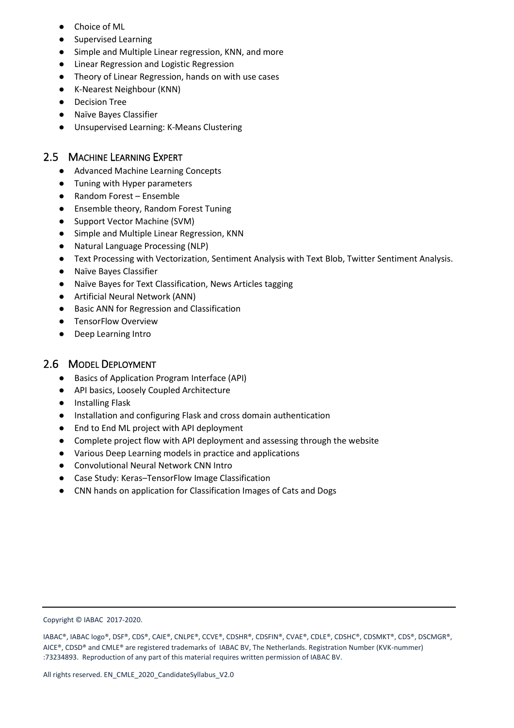- Choice of ML
- Supervised Learning
- Simple and Multiple Linear regression, KNN, and more
- Linear Regression and Logistic Regression
- Theory of Linear Regression, hands on with use cases
- K-Nearest Neighbour (KNN)
- Decision Tree
- Naïve Bayes Classifier
- Unsupervised Learning: K-Means Clustering

## 2.5 Machine Learning Expert

- Advanced Machine Learning Concepts
- Tuning with Hyper parameters
- Random Forest – Ensemble
- Ensemble theory, Random Forest Tuning
- Support Vector Machine (SVM)
- Simple and Multiple Linear Regression, KNN
- Natural Language Processing (NLP)
- Text Processing with Vectorization, Sentiment Analysis with Text Blob, Twitter Sentiment Analysis.
- Naïve Bayes Classifier
- Naïve Bayes for Text Classification, News Articles tagging
- Artificial Neural Network (ANN)
- Basic ANN for Regression and Classification
- TensorFlow Overview
- Deep Learning Intro

## 2.6 Model Deployment

- Basics of Application Program Interface (API)
- API basics, Loosely Coupled Architecture
- Installing Flask
- Installation and configuring Flask and cross domain authentication
- End to End ML project with API deployment
- Complete project flow with API deployment and assessing through the website
- Various Deep Learning models in practice and applications
- Convolutional Neural Network CNN Intro
- Case Study: Keras–TensorFlow Image Classification
- CNN hands on application for Classification Images of Cats and Dogs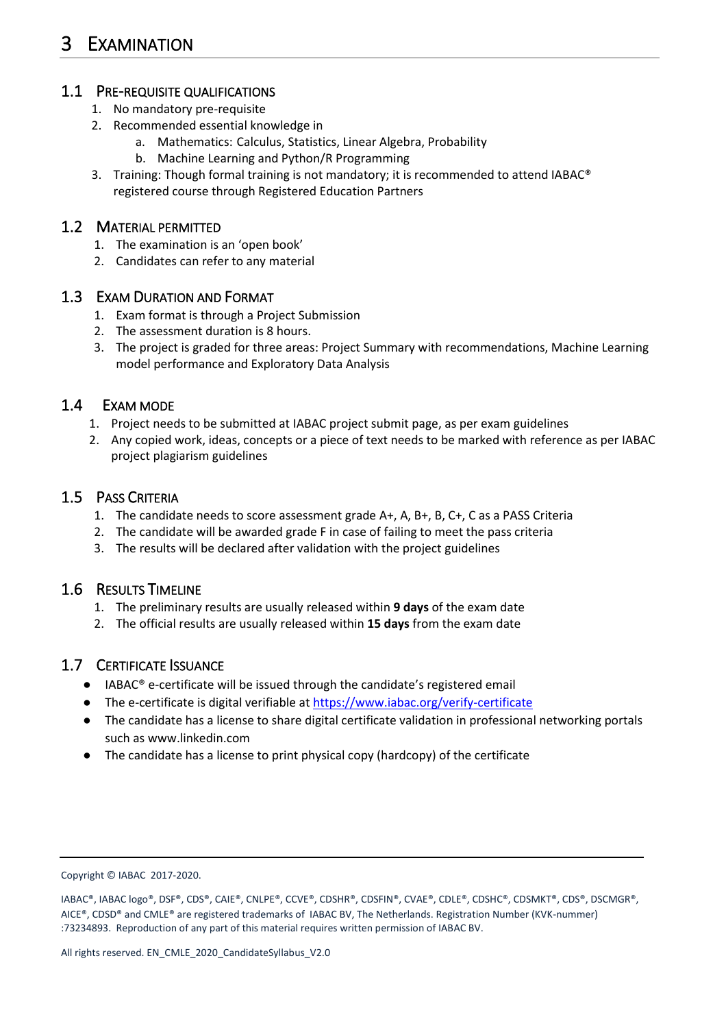# 3 EXAMINATION

## 1.1 PRE-REQUISITE QUALIFICATIONS

1. No mandatory pre-requisite
2. Recommended essential knowledge in
    a. Mathematics: Calculus, Statistics, Linear Algebra, Probability
    b. Machine Learning and Python/R Programming
3. Training: Though formal training is not mandatory; it is recommended to attend IABAC® registered course through Registered Education Partners

## 1.2 MATERIAL PERMITTED

1. The examination is an 'open book'
2. Candidates can refer to any material

## 1.3 EXAM DURATION AND FORMAT

1. Exam format is through a Project Submission
2. The assessment duration is 8 hours.
3. The project is graded for three areas: Project Summary with recommendations, Machine Learning model performance and Exploratory Data Analysis

## 1.4 EXAM MODE

1. Project needs to be submitted at IABAC project submit page, as per exam guidelines
2. Any copied work, ideas, concepts or a piece of text needs to be marked with reference as per IABAC project plagiarism guidelines

## 1.5 PASS CRITERIA

1. The candidate needs to score assessment grade A+, A, B+, B, C+, C as a PASS Criteria
2. The candidate will be awarded grade F in case of failing to meet the pass criteria
3. The results will be declared after validation with the project guidelines

## 1.6 RESULTS TIMELINE

1. The preliminary results are usually released within **9 days** of the exam date
2. The official results are usually released within **15 days** from the exam date

## 1.7 CERTIFICATE ISSUANCE

- IABAC® e-certificate will be issued through the candidate's registered email
- The e-certificate is digital verifiable at [https://www.iabac.org/verify-certificate](https://www.iabac.org/verify-certificate)
- The candidate has a license to share digital certificate validation in professional networking portals such as www.linkedin.com
- The candidate has a license to print physical copy (hardcopy) of the certificate

---

Copyright © IABAC 2017-2020.

IABAC®, IABAC logo®, DSF®, CDS®, CAIE®, CNLPE®, CCVE®, CDSHR®, CDSFIN®, CVAE®, CDLE®, CDSHC®, CDSMKT®, CDS®, DSCMGR®, AICE®, CDSD® and CMLE® are registered trademarks of IABAC BV, The Netherlands. Registration Number (KVK-nummer) :73234893. Reproduction of any part of this material requires written permission of IABAC BV.

All rights reserved. EN_CMLE_2020_CandidateSyllabus_V2.0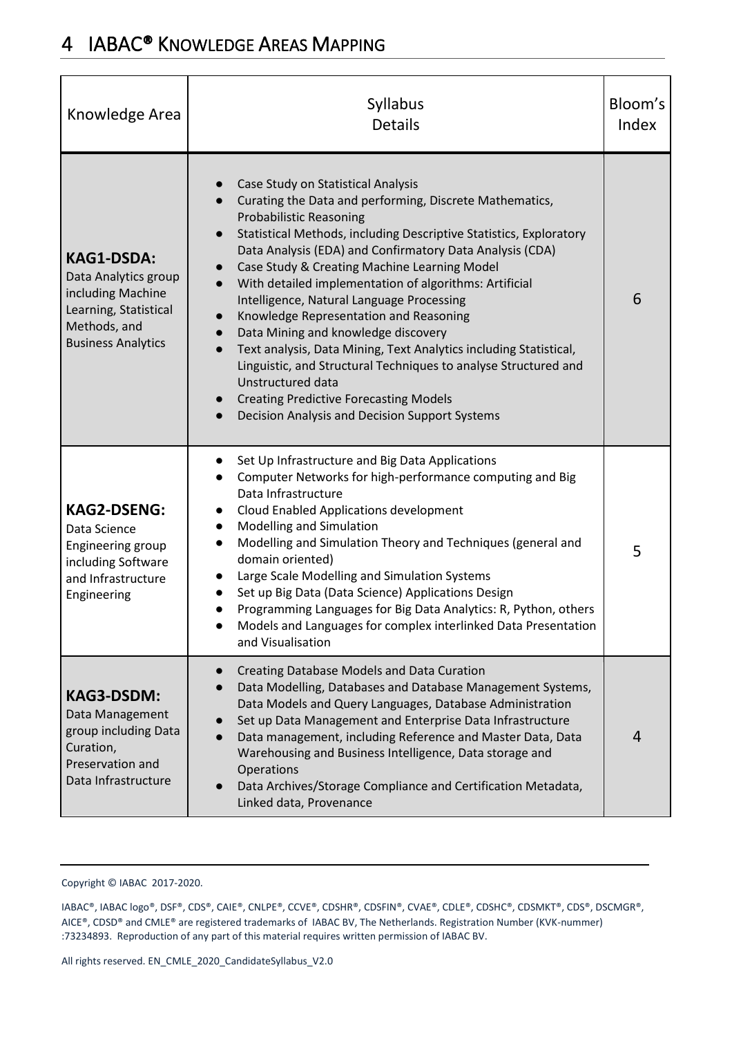# 4 IABAC® Knowledge Areas Mapping

| Knowledge Area | Syllabus Details | Bloom's Index |
|---|---|---|
| **KAG1-DSDA:** Data Analytics group including Machine Learning, Statistical Methods, and Business Analytics | • Case Study on Statistical Analysis<br>• Curating the Data and performing, Discrete Mathematics, Probabilistic Reasoning<br>• Statistical Methods, including Descriptive Statistics, Exploratory Data Analysis (EDA) and Confirmatory Data Analysis (CDA)<br>• Case Study & Creating Machine Learning Model<br>• With detailed implementation of algorithms: Artificial Intelligence, Natural Language Processing<br>• Knowledge Representation and Reasoning<br>• Data Mining and knowledge discovery<br>• Text analysis, Data Mining, Text Analytics including Statistical, Linguistic, and Structural Techniques to analyse Structured and Unstructured data<br>• Creating Predictive Forecasting Models<br>• Decision Analysis and Decision Support Systems | 6 |
| **KAG2-DSENG:** Data Science Engineering group including Software and Infrastructure Engineering | • Set Up Infrastructure and Big Data Applications<br>• Computer Networks for high-performance computing and Big Data Infrastructure<br>• Cloud Enabled Applications development<br>• Modelling and Simulation<br>• Modelling and Simulation Theory and Techniques (general and domain oriented)<br>• Large Scale Modelling and Simulation Systems<br>• Set up Big Data (Data Science) Applications Design<br>• Programming Languages for Big Data Analytics: R, Python, others<br>• Models and Languages for complex interlinked Data Presentation and Visualisation | 5 |
| **KAG3-DSDM:** Data Management group including Data Curation, Preservation and Data Infrastructure | • Creating Database Models and Data Curation<br>• Data Modelling, Databases and Database Management Systems, Data Models and Query Languages, Database Administration<br>• Set up Data Management and Enterprise Data Infrastructure<br>• Data management, including Reference and Master Data, Data Warehousing and Business Intelligence, Data storage and Operations<br>• Data Archives/Storage Compliance and Certification Metadata, Linked data, Provenance | 4 |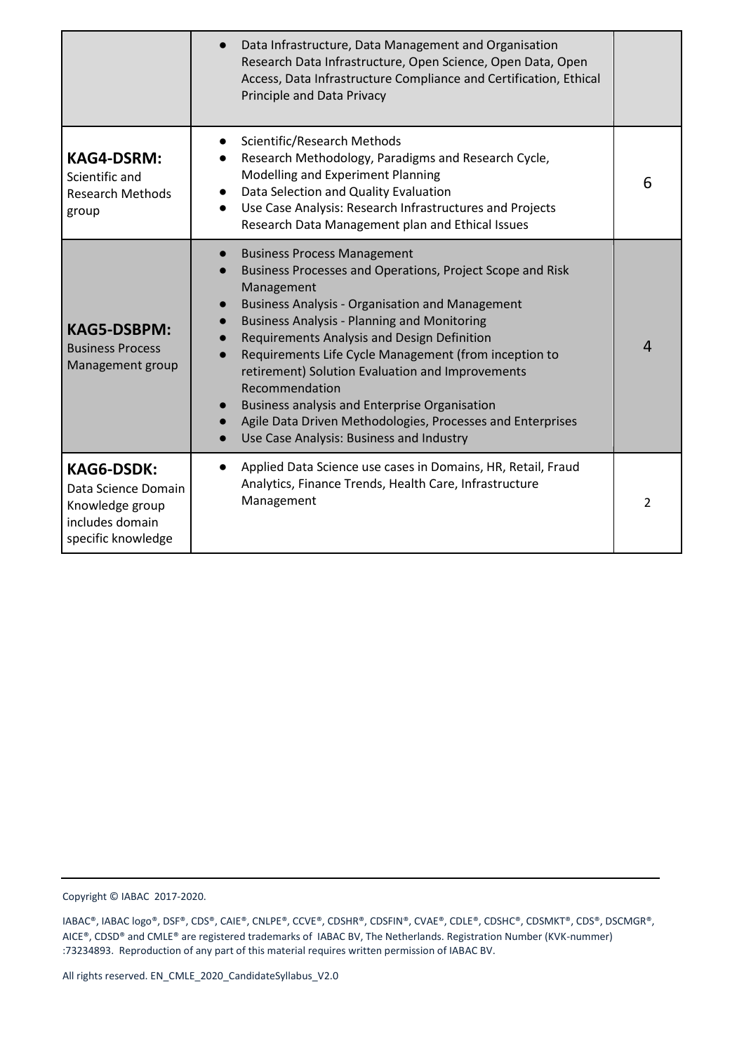| | | |
|---|---|---|
| | • Data Infrastructure, Data Management and Organisation Research Data Infrastructure, Open Science, Open Data, Open Access, Data Infrastructure Compliance and Certification, Ethical Principle and Data Privacy | |
| **KAG4-DSRM:** Scientific and Research Methods group | • Scientific/Research Methods<br>• Research Methodology, Paradigms and Research Cycle, Modelling and Experiment Planning<br>• Data Selection and Quality Evaluation<br>• Use Case Analysis: Research Infrastructures and Projects Research Data Management plan and Ethical Issues | 6 |
| **KAG5-DSBPM:** Business Process Management group | • Business Process Management<br>• Business Processes and Operations, Project Scope and Risk Management<br>• Business Analysis - Organisation and Management<br>• Business Analysis - Planning and Monitoring<br>• Requirements Analysis and Design Definition<br>• Requirements Life Cycle Management (from inception to retirement) Solution Evaluation and Improvements Recommendation<br>• Business analysis and Enterprise Organisation<br>• Agile Data Driven Methodologies, Processes and Enterprises<br>• Use Case Analysis: Business and Industry | 4 |
| **KAG6-DSDK:** Data Science Domain Knowledge group includes domain specific knowledge | • Applied Data Science use cases in Domains, HR, Retail, Fraud Analytics, Finance Trends, Health Care, Infrastructure Management | 2 |

Copyright © IABAC 2017-2020.

IABAC®, IABAC logo®, DSF®, CDS®, CAIE®, CNLPE®, CCVE®, CDSHR®, CDSFIN®, CVAE®, CDLE®, CDSHC®, CDSMKT®, CDS®, DSCMGR®, AICE®, CDSD® and CMLE® are registered trademarks of IABAC BV, The Netherlands. Registration Number (KVK-nummer) :73234893. Reproduction of any part of this material requires written permission of IABAC BV.

All rights reserved. EN_CMLE_2020_CandidateSyllabus_V2.0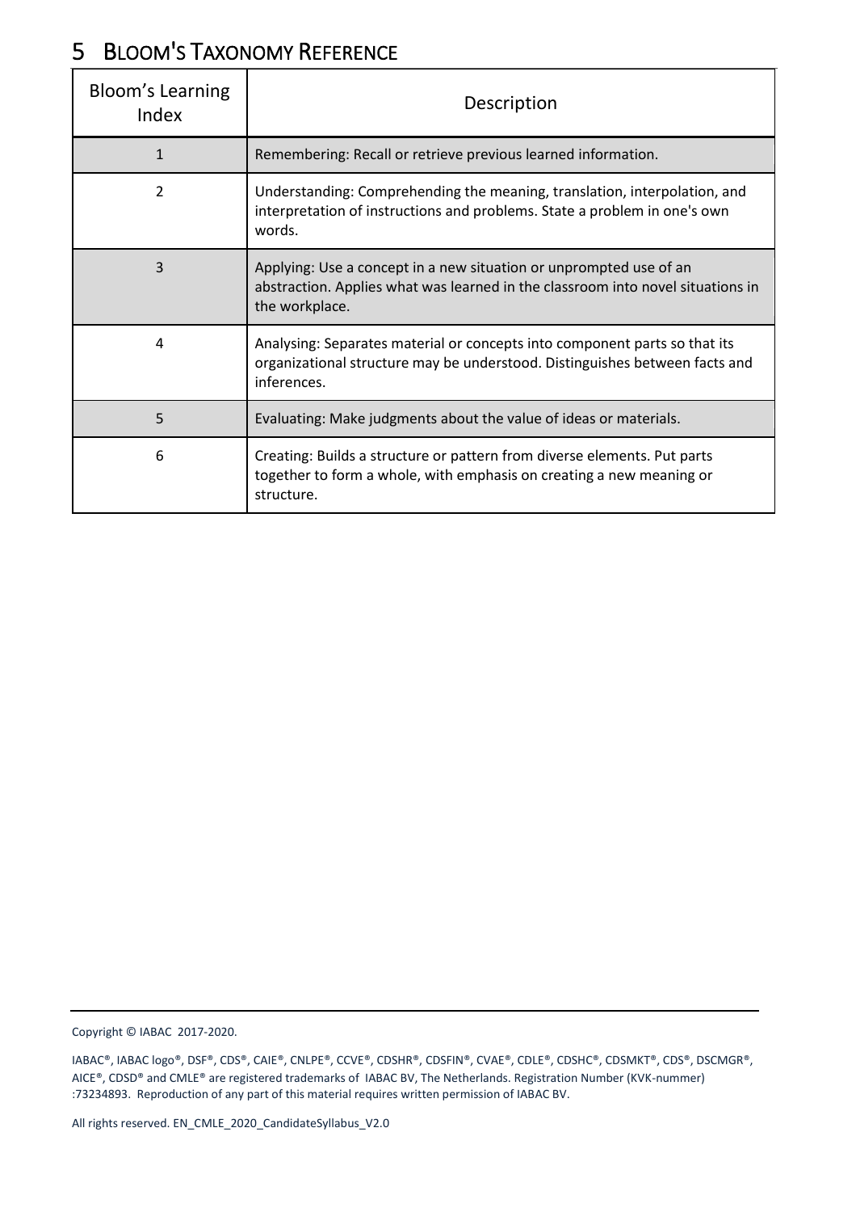# 5 Bloom's Taxonomy Reference

| Bloom's Learning Index | Description |
|---|---|
| 1 | Remembering: Recall or retrieve previous learned information. |
| 2 | Understanding: Comprehending the meaning, translation, interpolation, and interpretation of instructions and problems. State a problem in one's own words. |
| 3 | Applying: Use a concept in a new situation or unprompted use of an abstraction. Applies what was learned in the classroom into novel situations in the workplace. |
| 4 | Analysing: Separates material or concepts into component parts so that its organizational structure may be understood. Distinguishes between facts and inferences. |
| 5 | Evaluating: Make judgments about the value of ideas or materials. |
| 6 | Creating: Builds a structure or pattern from diverse elements. Put parts together to form a whole, with emphasis on creating a new meaning or structure. |

Copyright © IABAC 2017-2020.

IABAC®, IABAC logo®, DSF®, CDS®, CAIE®, CNLPE®, CCVE®, CDSHR®, CDSFIN®, CVAE®, CDLE®, CDSHC®, CDSMKT®, CDS®, DSCMGR®, AICE®, CDSD® and CMLE® are registered trademarks of IABAC BV, The Netherlands. Registration Number (KVK-nummer) :73234893. Reproduction of any part of this material requires written permission of IABAC BV.

All rights reserved. EN_CMLE_2020_CandidateSyllabus_V2.0